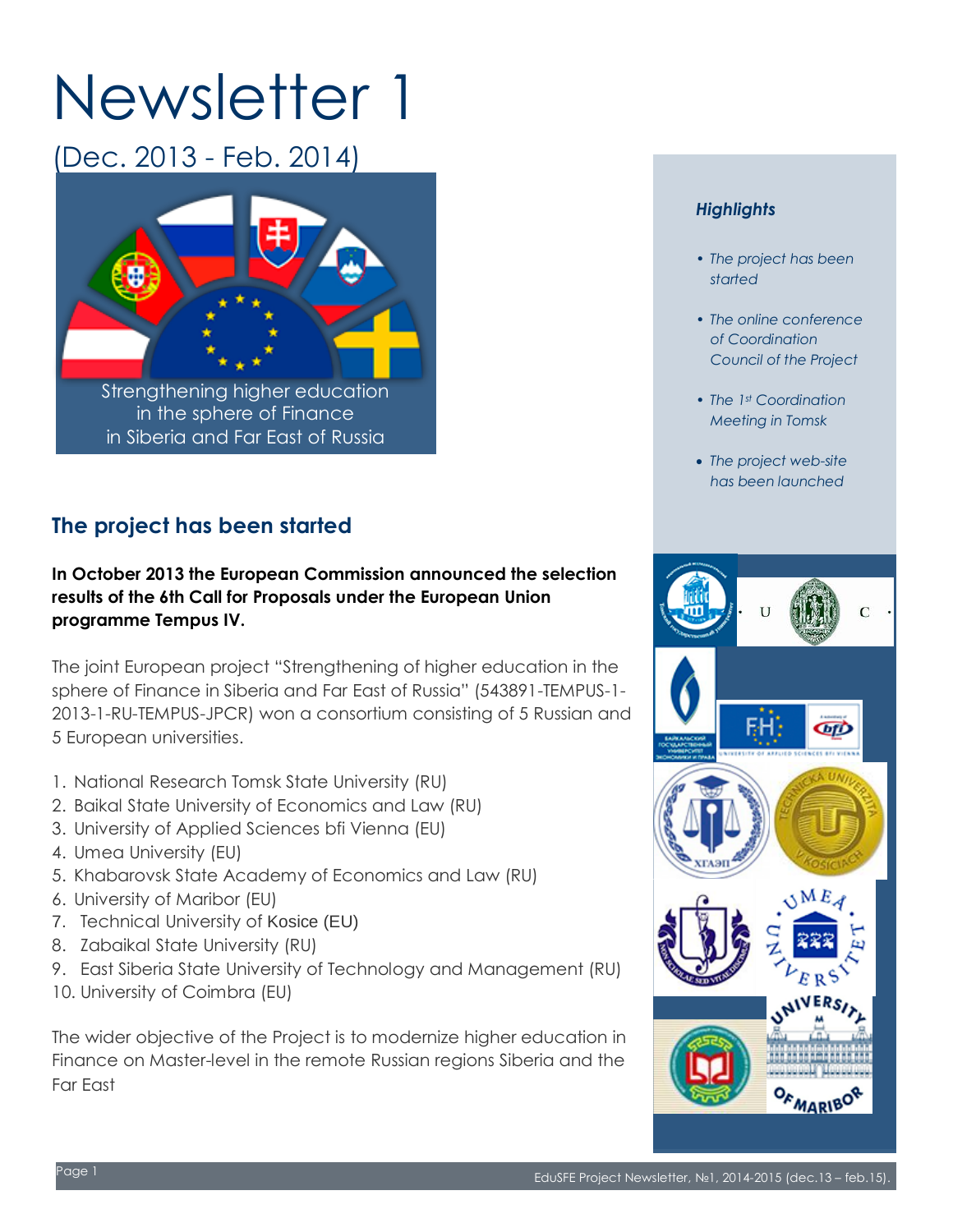# Newsletter 1

(Dec. 2013 - Feb. 2014)

Strengthening higher education in the sphere of Finance in Siberia and Far East of Russia

## The project has been started

**In October 2013 the European Commission announced the selection results of the 6th Call for Proposals under the European Union programme Tempus IV.**

The joint European project "Strengthening of higher education in the sphere of Finance in Siberia and Far East of Russia" (543891-TEMPUS-1-2013-1-RU-TEMPUS-JPCR) won a consortium consisting of 5 Russian and 5 European universities.

1. National Research Tomsk State University (RU)
2. Baikal State University of Economics and Law (RU)
3. University of Applied Sciences bfi Vienna (EU)
4. Umea University (EU)
5. Khabarovsk State Academy of Economics and Law (RU)
6. University of Maribor (EU)
7. Technical University of Kosice (EU)
8. Zabaikal State University (RU)
9. East Siberia State University of Technology and Management (RU)
10. University of Coimbra (EU)

The wider objective of the Project is to modernize higher education in Finance on Master-level in the remote Russian regions Siberia and the Far East

### *Highlights*

- *The project has been started*
- *The online conference of Coordination Council of the Project*
- *The 1st Coordination Meeting in Tomsk*
- *The project web-site has been launched*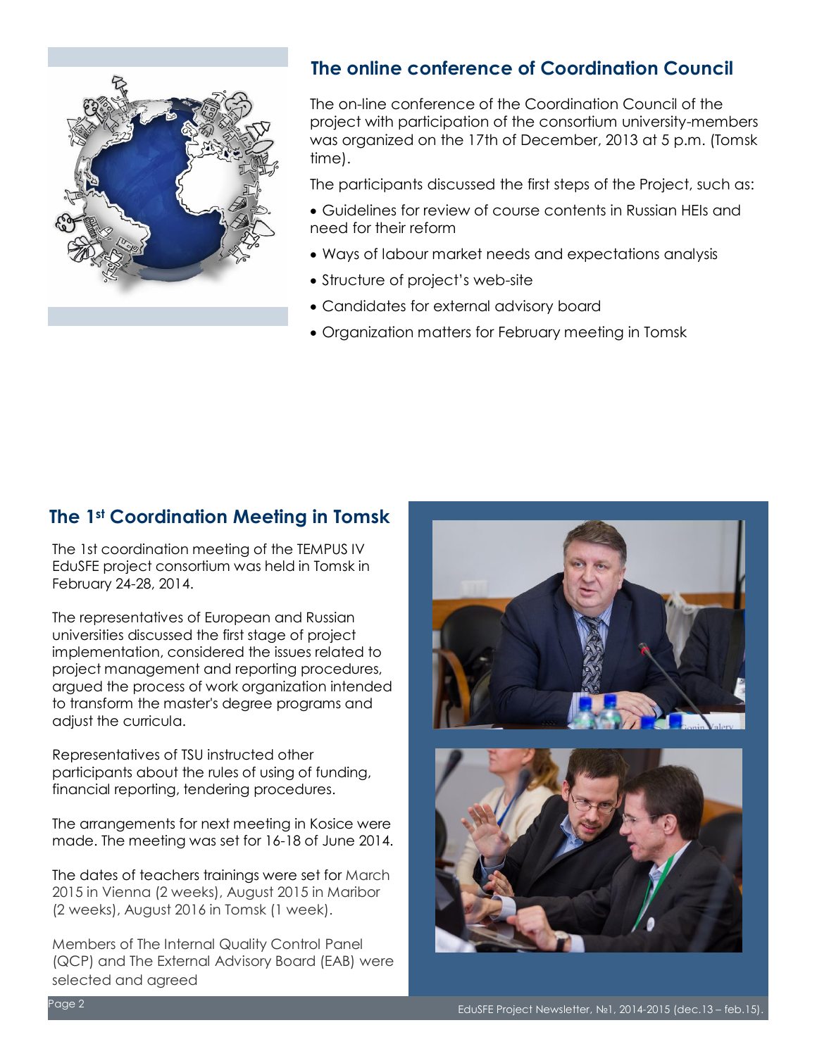## The online conference of Coordination Council

The on-line conference of the Coordination Council of the project with participation of the consortium university-members was organized on the 17th of December, 2013 at 5 p.m. (Tomsk time).

The participants discussed the first steps of the Project, such as:

- Guidelines for review of course contents in Russian HEIs and need for their reform
- Ways of labour market needs and expectations analysis
- Structure of project's web-site
- Candidates for external advisory board
- Organization matters for February meeting in Tomsk

## The 1st Coordination Meeting in Tomsk

The 1st coordination meeting of the TEMPUS IV EduSFE project consortium was held in Tomsk in February 24-28, 2014.

The representatives of European and Russian universities discussed the first stage of project implementation, considered the issues related to project management and reporting procedures, argued the process of work organization intended to transform the master's degree programs and adjust the curricula.

Representatives of TSU instructed other participants about the rules of using of funding, financial reporting, tendering procedures.

The arrangements for next meeting in Kosice were made. The meeting was set for 16-18 of June 2014.

The dates of teachers trainings were set for March 2015 in Vienna (2 weeks), August 2015 in Maribor (2 weeks), August 2016 in Tomsk (1 week).

Members of The Internal Quality Control Panel (QCP) and The External Advisory Board (EAB) were selected and agreed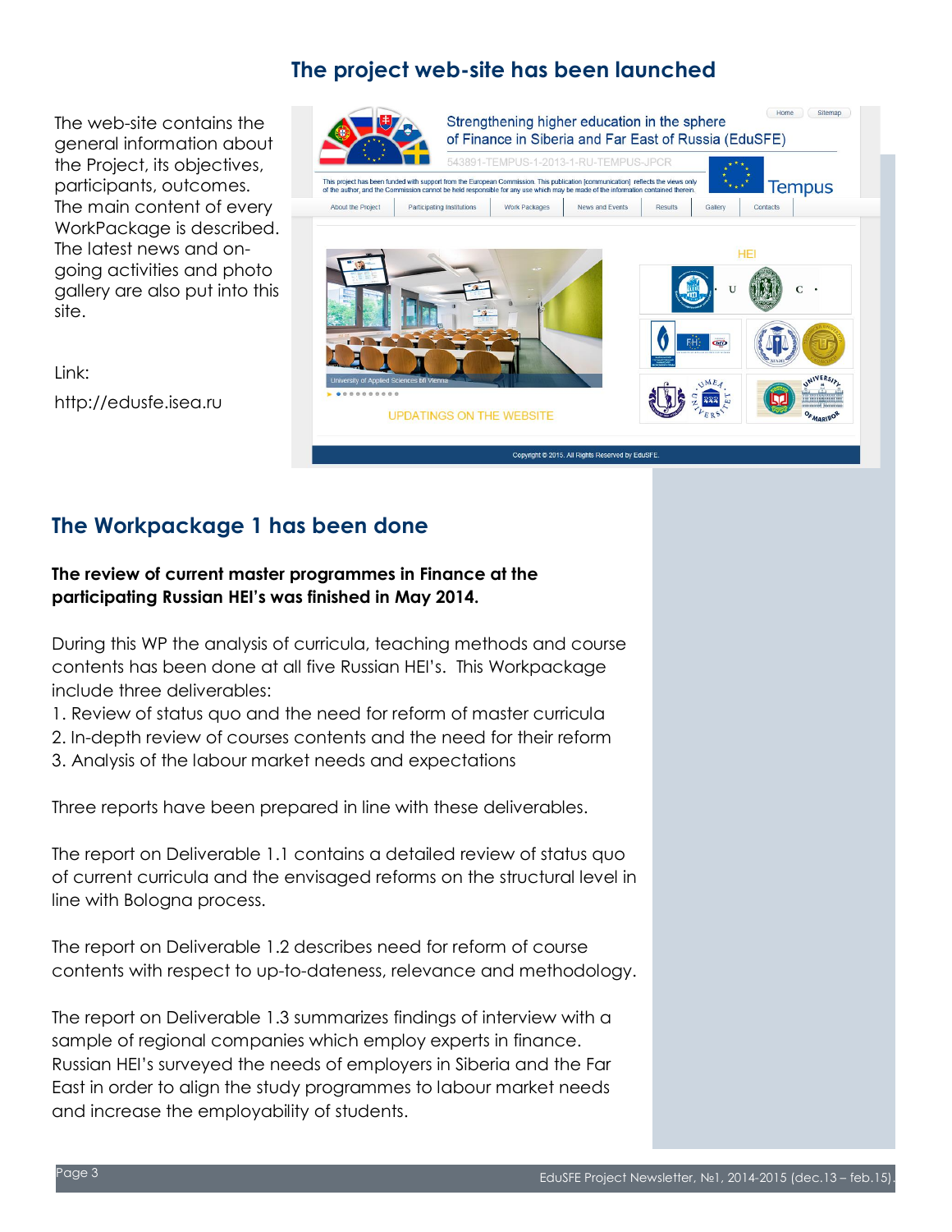## The project web-site has been launched

The web-site contains the general information about the Project, its objectives, participants, outcomes. The main content of every WorkPackage is described. The latest news and on-going activities and photo gallery are also put into this site.

Link:

http://edusfe.isea.ru

## The Workpackage 1 has been done

**The review of current master programmes in Finance at the participating Russian HEI's was finished in May 2014.**

During this WP the analysis of curricula, teaching methods and course contents has been done at all five Russian HEI's. This Workpackage include three deliverables:

1. Review of status quo and the need for reform of master curricula
2. In-depth review of courses contents and the need for their reform
3. Analysis of the labour market needs and expectations

Three reports have been prepared in line with these deliverables.

The report on Deliverable 1.1 contains a detailed review of status quo of current curricula and the envisaged reforms on the structural level in line with Bologna process.

The report on Deliverable 1.2 describes need for reform of course contents with respect to up-to-dateness, relevance and methodology.

The report on Deliverable 1.3 summarizes findings of interview with a sample of regional companies which employ experts in finance. Russian HEI's surveyed the needs of employers in Siberia and the Far East in order to align the study programmes to labour market needs and increase the employability of students.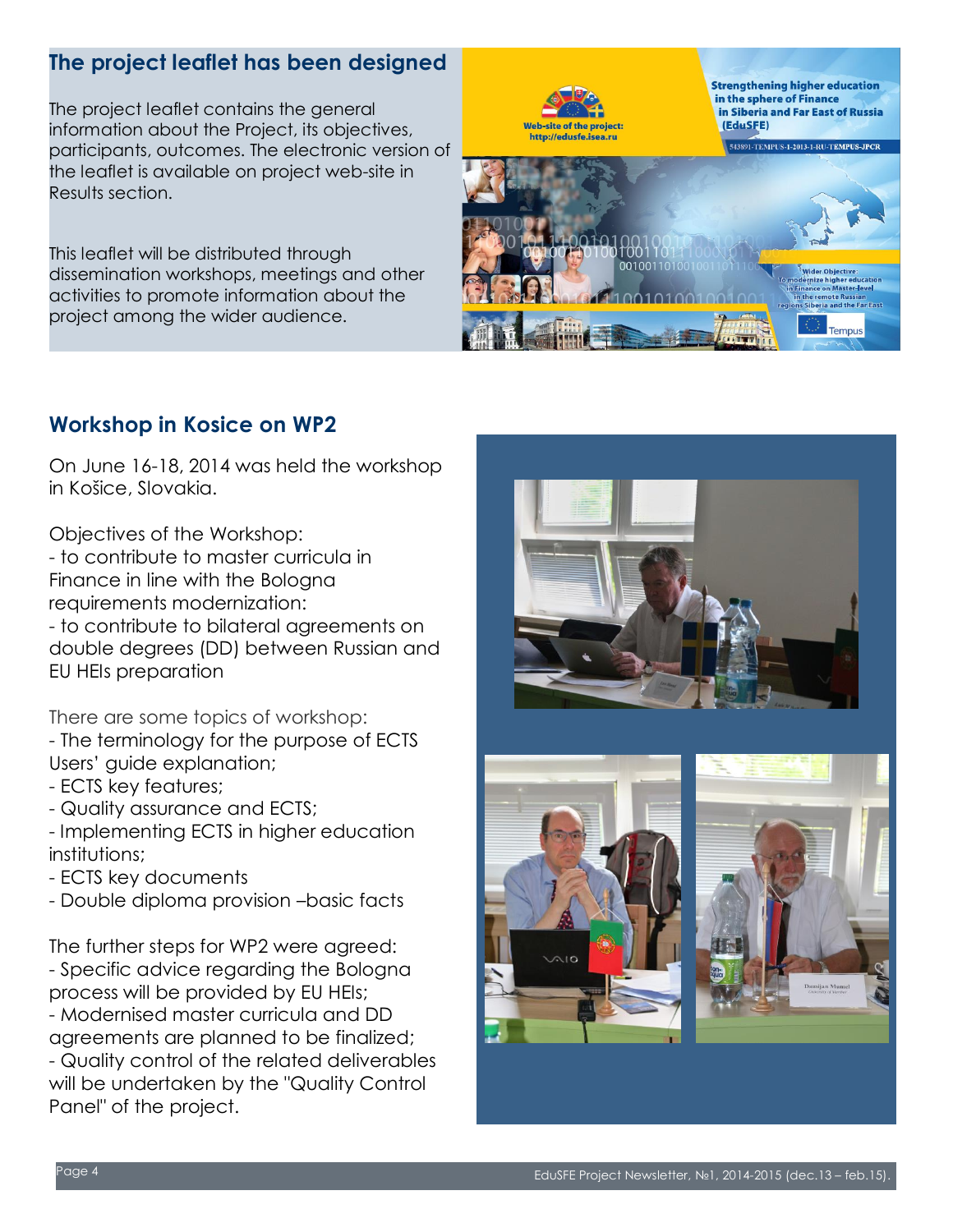## The project leaflet has been designed

The project leaflet contains the general information about the Project, its objectives, participants, outcomes. The electronic version of the leaflet is available on project web-site in Results section.

This leaflet will be distributed through dissemination workshops, meetings and other activities to promote information about the project among the wider audience.

## Workshop in Kosice on WP2

On June 16-18, 2014 was held the workshop in Košice, Slovakia.

Objectives of the Workshop:
- to contribute to master curricula in Finance in line with the Bologna requirements modernization:
- to contribute to bilateral agreements on double degrees (DD) between Russian and EU HEIs preparation

There are some topics of workshop:
- The terminology for the purpose of ECTS Users' guide explanation;
- ECTS key features;
- Quality assurance and ECTS;
- Implementing ECTS in higher education institutions;
- ECTS key documents
- Double diploma provision –basic facts

The further steps for WP2 were agreed:
- Specific advice regarding the Bologna process will be provided by EU HEIs;
- Modernised master curricula and DD agreements are planned to be finalized;
- Quality control of the related deliverables will be undertaken by the "Quality Control Panel" of the project.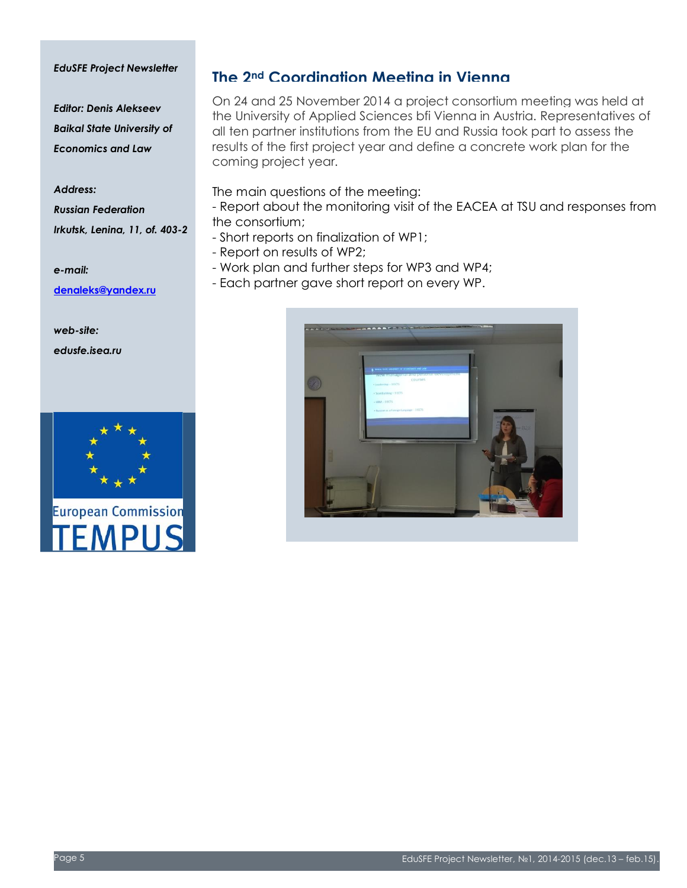*EduSFE Project Newsletter*

***Editor: Denis Alekseev***

***Baikal State University of Economics and Law***

***Address:***

***Russian Federation***

***Irkutsk, Lenina, 11, of. 403-2***

***e-mail:***

**[denaleks@yandex.ru](mailto:denaleks@yandex.ru)**

***web-site:***

***edusfe.isea.ru***

European Commission

TEMPUS

## The 2nd Coordination Meeting in Vienna

On 24 and 25 November 2014 a project consortium meeting was held at the University of Applied Sciences bfi Vienna in Austria. Representatives of all ten partner institutions from the EU and Russia took part to assess the results of the first project year and define a concrete work plan for the coming project year.

The main questions of the meeting:

- Report about the monitoring visit of the EACEA at TSU and responses from the consortium;
- Short reports on finalization of WP1;
- Report on results of WP2;
- Work plan and further steps for WP3 and WP4;
- Each partner gave short report on every WP.